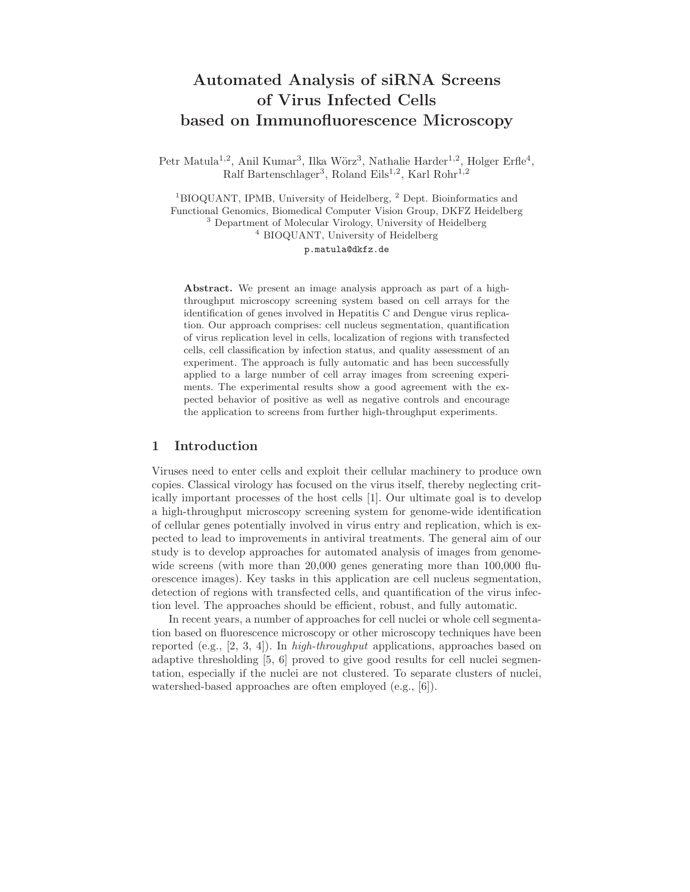# Automated Analysis of siRNA Screens of Virus Infected Cells based on Immunofluorescence Microscopy

Petr Matula[1,2], Anil Kumar[3], Ilka Wörz[3], Nathalie Harder[1,2], Holger Erfle[4], Ralf Bartenschlager[3], Roland Eils[1,2], Karl Rohr[1,2]

[1]BIOQUANT, IPMB, University of Heidelberg, [2] Dept. Bioinformatics and Functional Genomics, Biomedical Computer Vision Group, DKFZ Heidelberg
[3] Department of Molecular Virology, University of Heidelberg
[4] BIOQUANT, University of Heidelberg
p.matula@dkfz.de

**Abstract.** We present an image analysis approach as part of a high-throughput microscopy screening system based on cell arrays for the identification of genes involved in Hepatitis C and Dengue virus replication. Our approach comprises: cell nucleus segmentation, quantification of virus replication level in cells, localization of regions with transfected cells, cell classification by infection status, and quality assessment of an experiment. The approach is fully automatic and has been successfully applied to a large number of cell array images from screening experiments. The experimental results show a good agreement with the expected behavior of positive as well as negative controls and encourage the application to screens from further high-throughput experiments.

## 1 Introduction

Viruses need to enter cells and exploit their cellular machinery to produce own copies. Classical virology has focused on the virus itself, thereby neglecting critically important processes of the host cells [1]. Our ultimate goal is to develop a high-throughput microscopy screening system for genome-wide identification of cellular genes potentially involved in virus entry and replication, which is expected to lead to improvements in antiviral treatments. The general aim of our study is to develop approaches for automated analysis of images from genome-wide screens (with more than 20,000 genes generating more than 100,000 fluorescence images). Key tasks in this application are cell nucleus segmentation, detection of regions with transfected cells, and quantification of the virus infection level. The approaches should be efficient, robust, and fully automatic.

In recent years, a number of approaches for cell nuclei or whole cell segmentation based on fluorescence microscopy or other microscopy techniques have been reported (e.g., [2, 3, 4]). In *high-throughput* applications, approaches based on adaptive thresholding [5, 6] proved to give good results for cell nuclei segmentation, especially if the nuclei are not clustered. To separate clusters of nuclei, watershed-based approaches are often employed (e.g., [6]).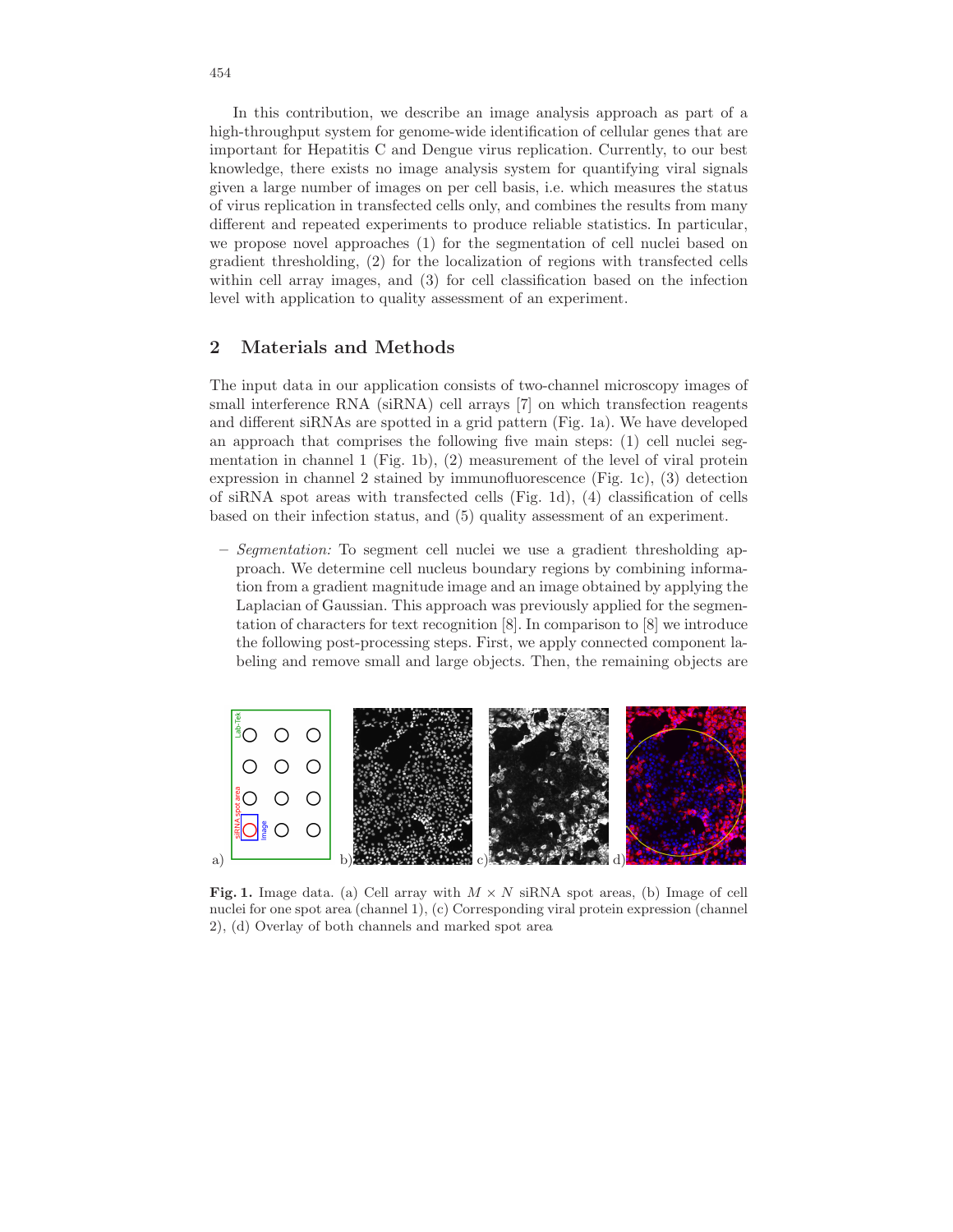In this contribution, we describe an image analysis approach as part of a high-throughput system for genome-wide identification of cellular genes that are important for Hepatitis C and Dengue virus replication. Currently, to our best knowledge, there exists no image analysis system for quantifying viral signals given a large number of images on per cell basis, i.e. which measures the status of virus replication in transfected cells only, and combines the results from many different and repeated experiments to produce reliable statistics. In particular, we propose novel approaches (1) for the segmentation of cell nuclei based on gradient thresholding, (2) for the localization of regions with transfected cells within cell array images, and (3) for cell classification based on the infection level with application to quality assessment of an experiment.

## 2 Materials and Methods

The input data in our application consists of two-channel microscopy images of small interference RNA (siRNA) cell arrays [7] on which transfection reagents and different siRNAs are spotted in a grid pattern (Fig. 1a). We have developed an approach that comprises the following five main steps: (1) cell nuclei segmentation in channel 1 (Fig. 1b), (2) measurement of the level of viral protein expression in channel 2 stained by immunofluorescence (Fig. 1c), (3) detection of siRNA spot areas with transfected cells (Fig. 1d), (4) classification of cells based on their infection status, and (5) quality assessment of an experiment.

- *Segmentation:* To segment cell nuclei we use a gradient thresholding approach. We determine cell nucleus boundary regions by combining information from a gradient magnitude image and an image obtained by applying the Laplacian of Gaussian. This approach was previously applied for the segmentation of characters for text recognition [8]. In comparison to [8] we introduce the following post-processing steps. First, we apply connected component labeling and remove small and large objects. Then, the remaining objects are

**Fig. 1.** Image data. (a) Cell array with $M \times N$ siRNA spot areas, (b) Image of cell nuclei for one spot area (channel 1), (c) Corresponding viral protein expression (channel 2), (d) Overlay of both channels and marked spot area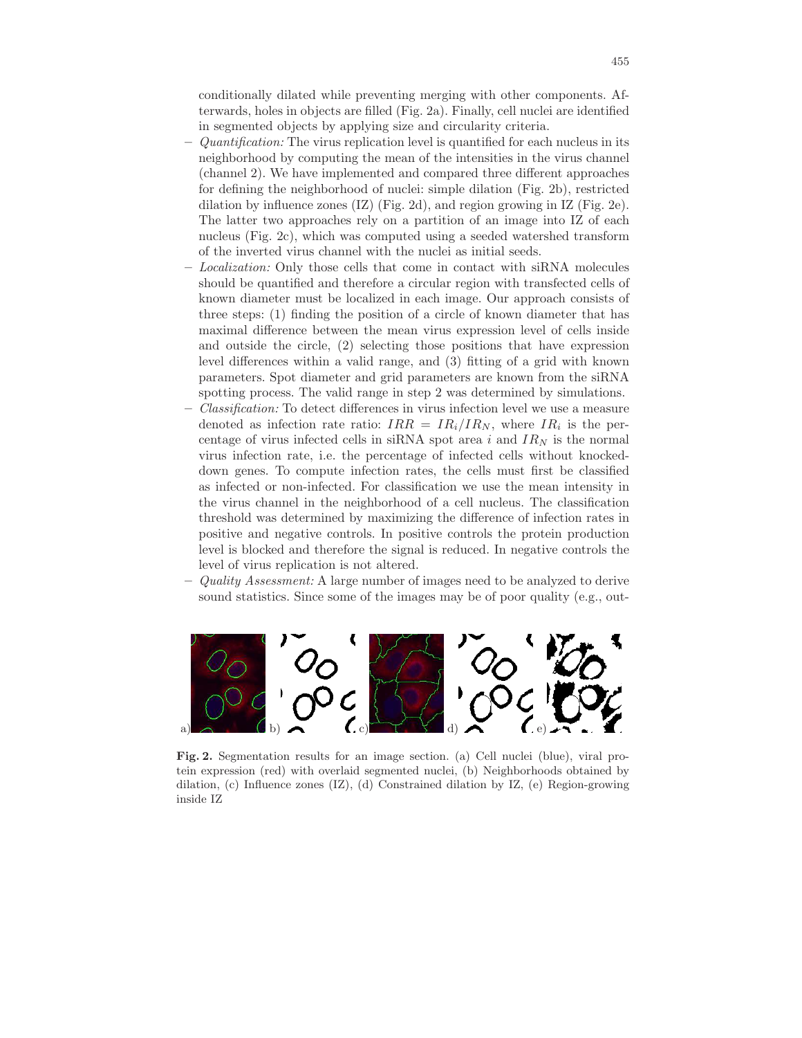conditionally dilated while preventing merging with other components. Afterwards, holes in objects are filled (Fig. 2a). Finally, cell nuclei are identified in segmented objects by applying size and circularity criteria.

- *Quantification:* The virus replication level is quantified for each nucleus in its neighborhood by computing the mean of the intensities in the virus channel (channel 2). We have implemented and compared three different approaches for defining the neighborhood of nuclei: simple dilation (Fig. 2b), restricted dilation by influence zones (IZ) (Fig. 2d), and region growing in IZ (Fig. 2e). The latter two approaches rely on a partition of an image into IZ of each nucleus (Fig. 2c), which was computed using a seeded watershed transform of the inverted virus channel with the nuclei as initial seeds.
- *Localization:* Only those cells that come in contact with siRNA molecules should be quantified and therefore a circular region with transfected cells of known diameter must be localized in each image. Our approach consists of three steps: (1) finding the position of a circle of known diameter that has maximal difference between the mean virus expression level of cells inside and outside the circle, (2) selecting those positions that have expression level differences within a valid range, and (3) fitting of a grid with known parameters. Spot diameter and grid parameters are known from the siRNA spotting process. The valid range in step 2 was determined by simulations.
- *Classification:* To detect differences in virus infection level we use a measure denoted as infection rate ratio: $IRR = IR_i / IR_N$, where $IR_i$ is the percentage of virus infected cells in siRNA spot area $i$ and $IR_N$ is the normal virus infection rate, i.e. the percentage of infected cells without knocked-down genes. To compute infection rates, the cells must first be classified as infected or non-infected. For classification we use the mean intensity in the virus channel in the neighborhood of a cell nucleus. The classification threshold was determined by maximizing the difference of infection rates in positive and negative controls. In positive controls the protein production level is blocked and therefore the signal is reduced. In negative controls the level of virus replication is not altered.
- *Quality Assessment:* A large number of images need to be analyzed to derive sound statistics. Since some of the images may be of poor quality (e.g., out-

**Fig. 2.** Segmentation results for an image section. (a) Cell nuclei (blue), viral protein expression (red) with overlaid segmented nuclei, (b) Neighborhoods obtained by dilation, (c) Influence zones (IZ), (d) Constrained dilation by IZ, (e) Region-growing inside IZ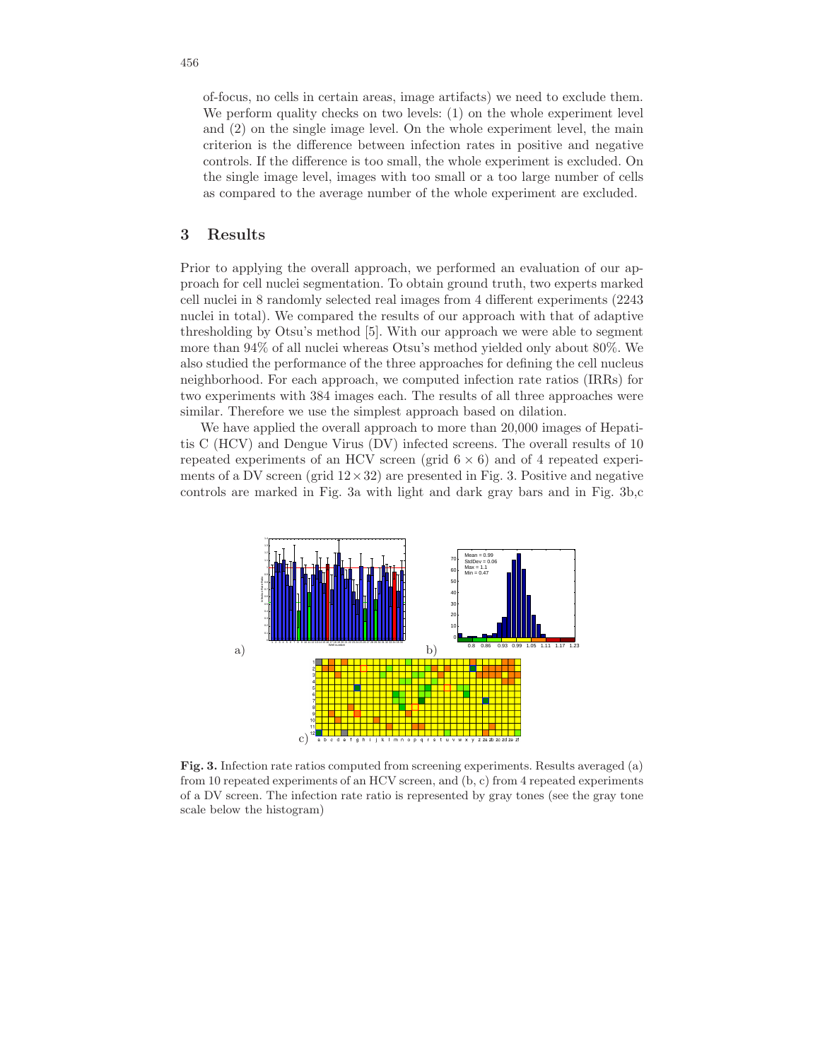of-focus, no cells in certain areas, image artifacts) we need to exclude them. We perform quality checks on two levels: (1) on the whole experiment level and (2) on the single image level. On the whole experiment level, the main criterion is the difference between infection rates in positive and negative controls. If the difference is too small, the whole experiment is excluded. On the single image level, images with too small or a too large number of cells as compared to the average number of the whole experiment are excluded.

## 3 Results

Prior to applying the overall approach, we performed an evaluation of our approach for cell nuclei segmentation. To obtain ground truth, two experts marked cell nuclei in 8 randomly selected real images from 4 different experiments (2243 nuclei in total). We compared the results of our approach with that of adaptive thresholding by Otsu's method [5]. With our approach we were able to segment more than 94% of all nuclei whereas Otsu's method yielded only about 80%. We also studied the performance of the three approaches for defining the cell nucleus neighborhood. For each approach, we computed infection rate ratios (IRRs) for two experiments with 384 images each. The results of all three approaches were similar. Therefore we use the simplest approach based on dilation.

We have applied the overall approach to more than 20,000 images of Hepatitis C (HCV) and Dengue Virus (DV) infected screens. The overall results of 10 repeated experiments of an HCV screen (grid $6 \times 6$) and of 4 repeated experiments of a DV screen (grid $12 \times 32$) are presented in Fig. 3. Positive and negative controls are marked in Fig. 3a with light and dark gray bars and in Fig. 3b,c

**Fig. 3.** Infection rate ratios computed from screening experiments. Results averaged (a) from 10 repeated experiments of an HCV screen, and (b, c) from 4 repeated experiments of a DV screen. The infection rate ratio is represented by gray tones (see the gray tone scale below the histogram)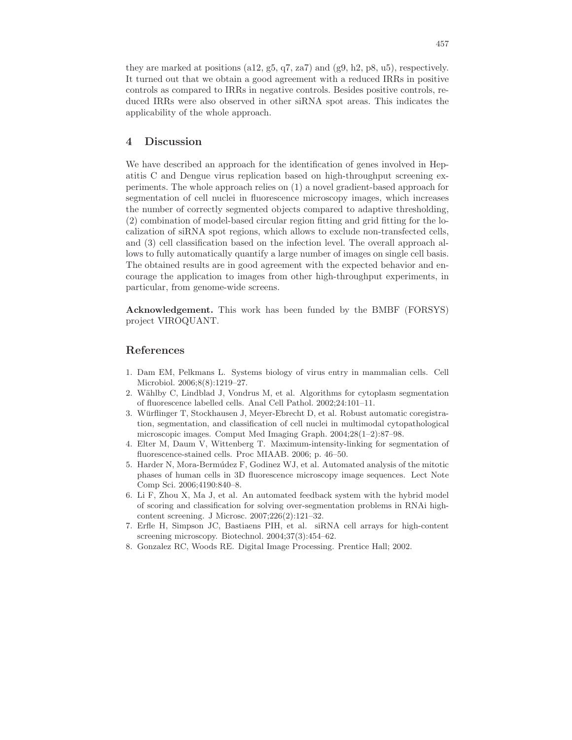they are marked at positions (a12, g5, q7, za7) and (g9, h2, p8, u5), respectively. It turned out that we obtain a good agreement with a reduced IRRs in positive controls as compared to IRRs in negative controls. Besides positive controls, reduced IRRs were also observed in other siRNA spot areas. This indicates the applicability of the whole approach.

## 4 Discussion

We have described an approach for the identification of genes involved in Hepatitis C and Dengue virus replication based on high-throughput screening experiments. The whole approach relies on (1) a novel gradient-based approach for segmentation of cell nuclei in fluorescence microscopy images, which increases the number of correctly segmented objects compared to adaptive thresholding, (2) combination of model-based circular region fitting and grid fitting for the localization of siRNA spot regions, which allows to exclude non-transfected cells, and (3) cell classification based on the infection level. The overall approach allows to fully automatically quantify a large number of images on single cell basis. The obtained results are in good agreement with the expected behavior and encourage the application to images from other high-throughput experiments, in particular, from genome-wide screens.

**Acknowledgement.** This work has been funded by the BMBF (FORSYS) project VIROQUANT.

## References

1. Dam EM, Pelkmans L. Systems biology of virus entry in mammalian cells. Cell Microbiol. 2006;8(8):1219–27.
2. Wählby C, Lindblad J, Vondrus M, et al. Algorithms for cytoplasm segmentation of fluorescence labelled cells. Anal Cell Pathol. 2002;24:101–11.
3. Würflinger T, Stockhausen J, Meyer-Ebrecht D, et al. Robust automatic coregistration, segmentation, and classification of cell nuclei in multimodal cytopathological microscopic images. Comput Med Imaging Graph. 2004;28(1–2):87–98.
4. Elter M, Daum V, Wittenberg T. Maximum-intensity-linking for segmentation of fluorescence-stained cells. Proc MIAAB. 2006; p. 46–50.
5. Harder N, Mora-Bermúdez F, Godinez WJ, et al. Automated analysis of the mitotic phases of human cells in 3D fluorescence microscopy image sequences. Lect Note Comp Sci. 2006;4190:840–8.
6. Li F, Zhou X, Ma J, et al. An automated feedback system with the hybrid model of scoring and classification for solving over-segmentation problems in RNAi high-content screening. J Microsc. 2007;226(2):121–32.
7. Erfle H, Simpson JC, Bastiaens PIH, et al. siRNA cell arrays for high-content screening microscopy. Biotechnol. 2004;37(3):454–62.
8. Gonzalez RC, Woods RE. Digital Image Processing. Prentice Hall; 2002.